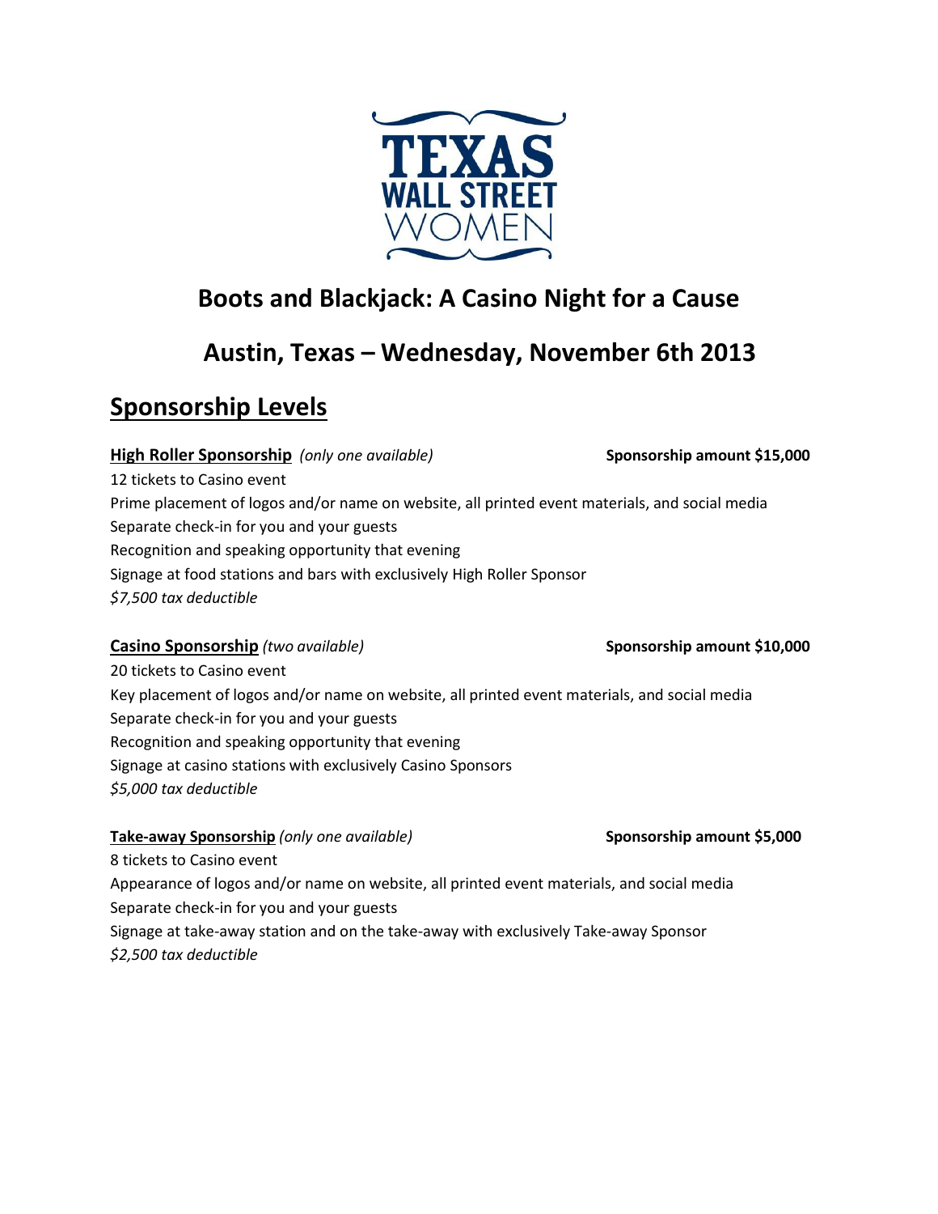TEXAS WALL STREET WOMEN

# Boots and Blackjack: A Casino Night for a Cause

# Austin, Texas – Wednesday, November 6th 2013

## Sponsorship Levels

**High Roller Sponsorship** *(only one available)* **Sponsorship amount $15,000**

12 tickets to Casino event
Prime placement of logos and/or name on website, all printed event materials, and social media
Separate check-in for you and your guests
Recognition and speaking opportunity that evening
Signage at food stations and bars with exclusively High Roller Sponsor
*$7,500 tax deductible*

**Casino Sponsorship** *(two available)* **Sponsorship amount $10,000**

20 tickets to Casino event
Key placement of logos and/or name on website, all printed event materials, and social media
Separate check-in for you and your guests
Recognition and speaking opportunity that evening
Signage at casino stations with exclusively Casino Sponsors
*$5,000 tax deductible*

**Take-away Sponsorship** *(only one available)* **Sponsorship amount $5,000**

8 tickets to Casino event
Appearance of logos and/or name on website, all printed event materials, and social media
Separate check-in for you and your guests
Signage at take-away station and on the take-away with exclusively Take-away Sponsor
*$2,500 tax deductible*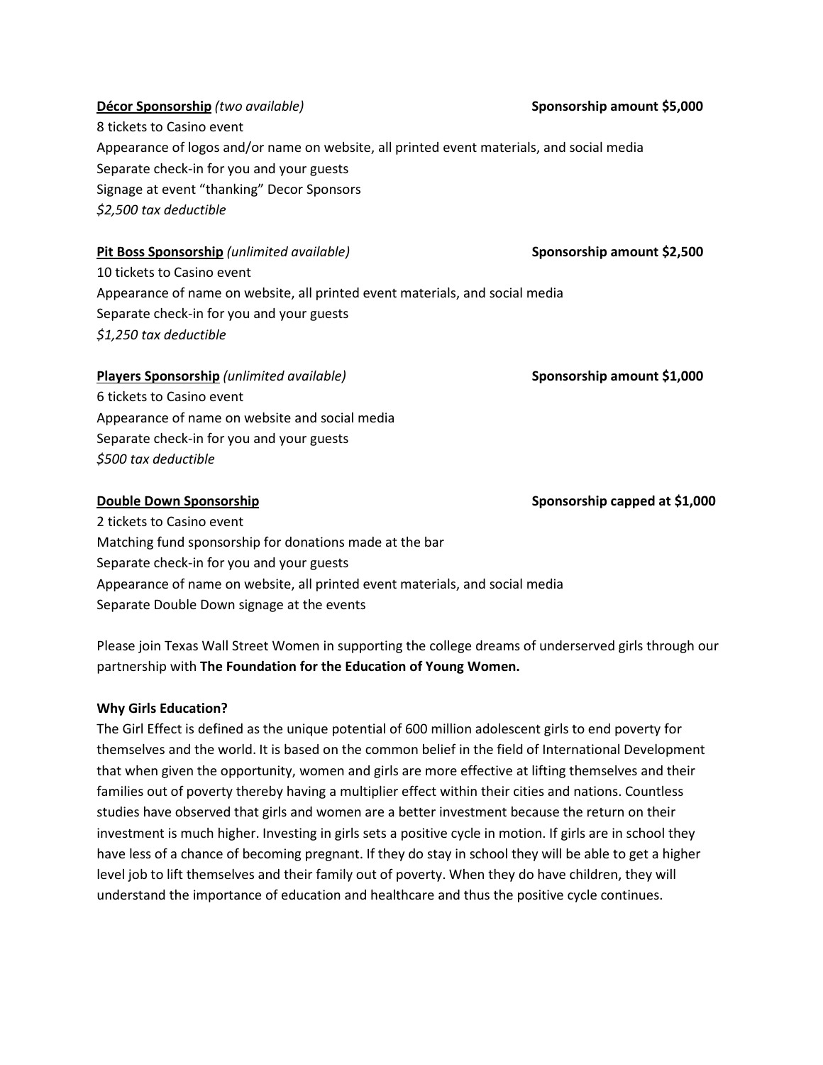**<u>Décor Sponsorship</u>** *(two available)* **Sponsorship amount $5,000**

8 tickets to Casino event
Appearance of logos and/or name on website, all printed event materials, and social media
Separate check-in for you and your guests
Signage at event "thanking" Decor Sponsors
*$2,500 tax deductible*

**<u>Pit Boss Sponsorship</u>** *(unlimited available)* **Sponsorship amount $2,500**

10 tickets to Casino event
Appearance of name on website, all printed event materials, and social media
Separate check-in for you and your guests
*$1,250 tax deductible*

**<u>Players Sponsorship</u>** *(unlimited available)* **Sponsorship amount $1,000**

6 tickets to Casino event
Appearance of name on website and social media
Separate check-in for you and your guests
*$500 tax deductible*

**<u>Double Down Sponsorship</u>** **Sponsorship capped at $1,000**

2 tickets to Casino event
Matching fund sponsorship for donations made at the bar
Separate check-in for you and your guests
Appearance of name on website, all printed event materials, and social media
Separate Double Down signage at the events

Please join Texas Wall Street Women in supporting the college dreams of underserved girls through our partnership with **The Foundation for the Education of Young Women.**

**Why Girls Education?**

The Girl Effect is defined as the unique potential of 600 million adolescent girls to end poverty for themselves and the world. It is based on the common belief in the field of International Development that when given the opportunity, women and girls are more effective at lifting themselves and their families out of poverty thereby having a multiplier effect within their cities and nations. Countless studies have observed that girls and women are a better investment because the return on their investment is much higher. Investing in girls sets a positive cycle in motion. If girls are in school they have less of a chance of becoming pregnant. If they do stay in school they will be able to get a higher level job to lift themselves and their family out of poverty. When they do have children, they will understand the importance of education and healthcare and thus the positive cycle continues.